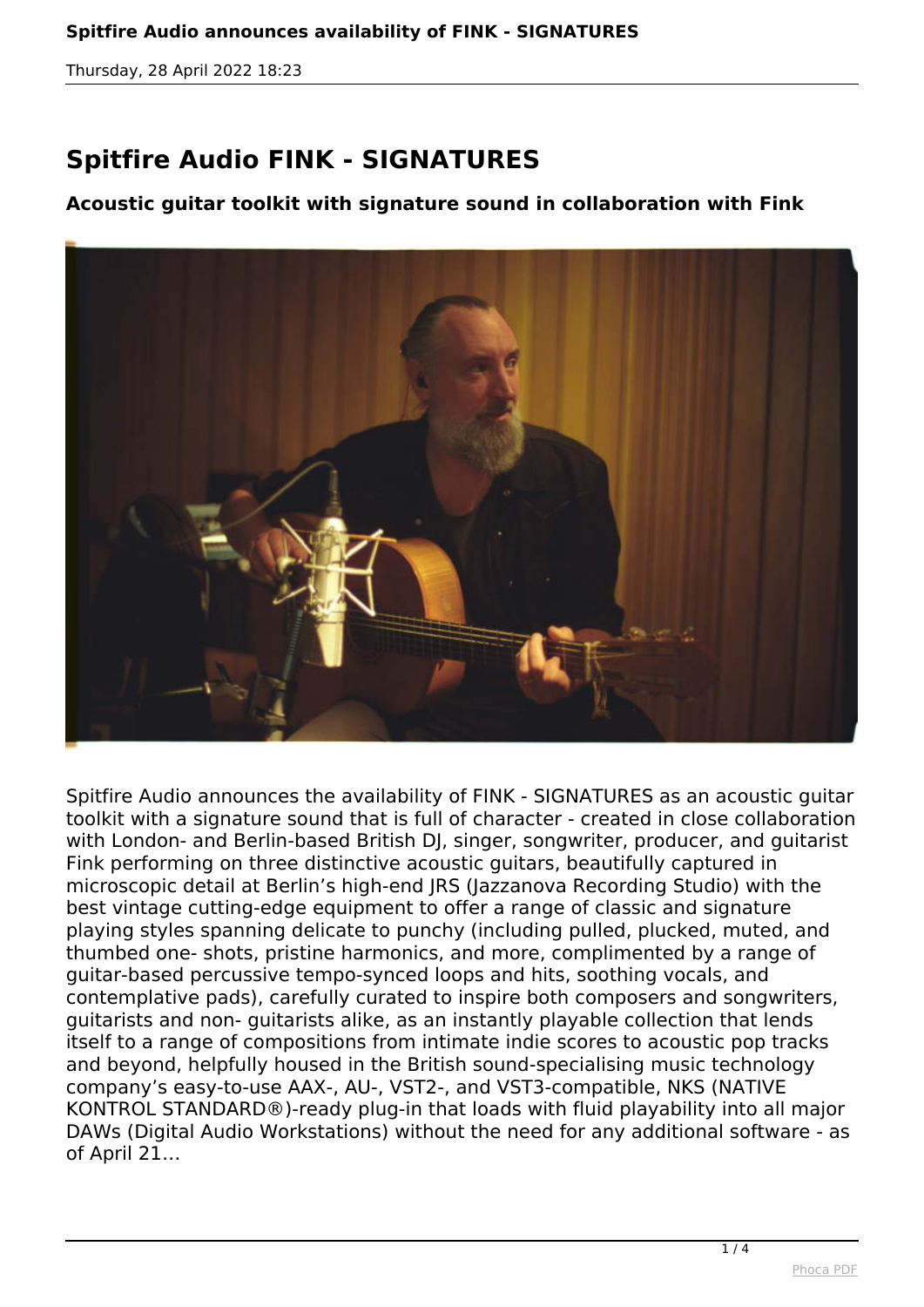# Spitfire Audio FINK - SIGNATURES

### Acoustic guitar toolkit with signature sound in collaboration with Fink

Spitfire Audio announces the availability of FINK - SIGNATURES as an acoustic guitar toolkit with a signature sound that is full of character - created in close collaboration with London- and Berlin-based British DJ, singer, songwriter, producer, and guitarist Fink performing on three distinctive acoustic guitars, beautifully captured in microscopic detail at Berlin's high-end JRS (Jazzanova Recording Studio) with the best vintage cutting-edge equipment to offer a range of classic and signature playing styles spanning delicate to punchy (including pulled, plucked, muted, and thumbed one- shots, pristine harmonics, and more, complimented by a range of guitar-based percussive tempo-synced loops and hits, soothing vocals, and contemplative pads), carefully curated to inspire both composers and songwriters, guitarists and non- guitarists alike, as an instantly playable collection that lends itself to a range of compositions from intimate indie scores to acoustic pop tracks and beyond, helpfully housed in the British sound-specialising music technology company's easy-to-use AAX-, AU-, VST2-, and VST3-compatible, NKS (NATIVE KONTROL STANDARD®)-ready plug-in that loads with fluid playability into all major DAWs (Digital Audio Workstations) without the need for any additional software - as of April 21…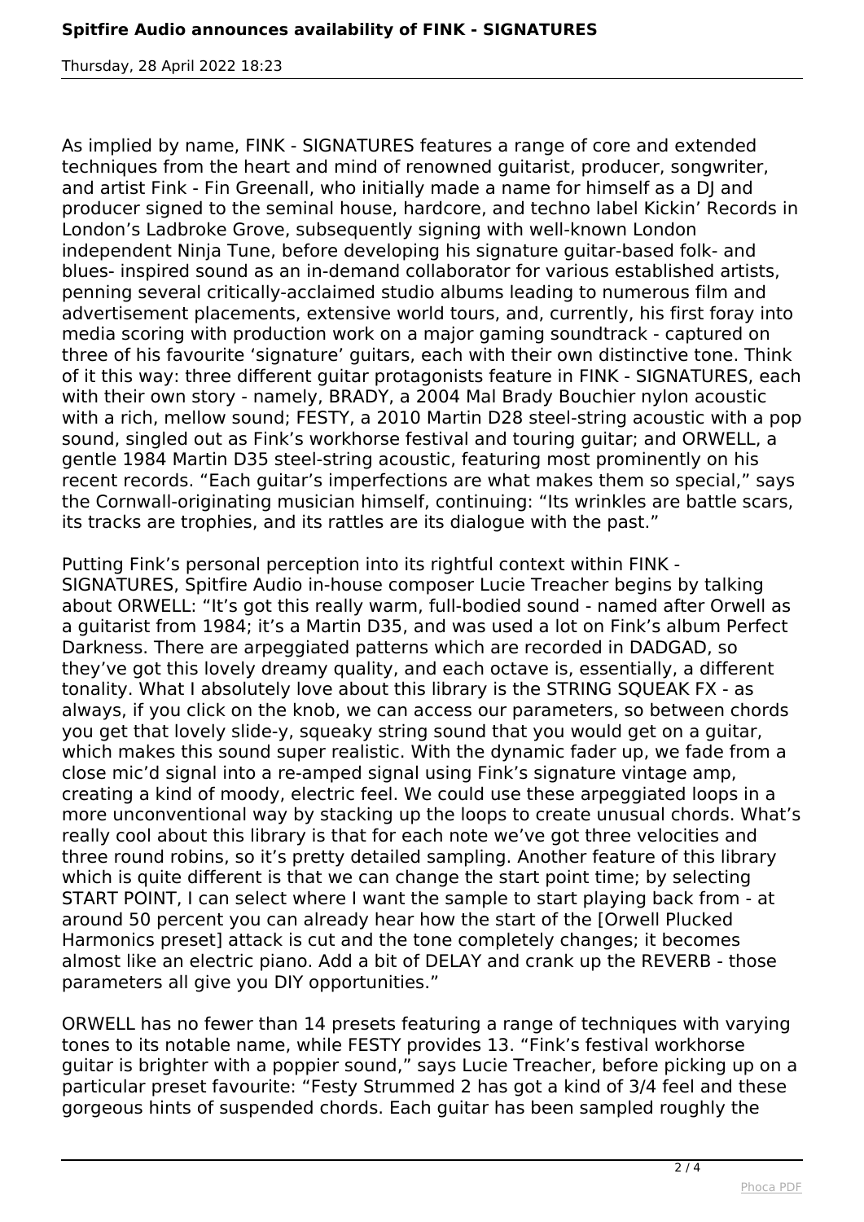As implied by name, FINK - SIGNATURES features a range of core and extended techniques from the heart and mind of renowned guitarist, producer, songwriter, and artist Fink - Fin Greenall, who initially made a name for himself as a DJ and producer signed to the seminal house, hardcore, and techno label Kickin' Records in London's Ladbroke Grove, subsequently signing with well-known London independent Ninja Tune, before developing his signature guitar-based folk- and blues- inspired sound as an in-demand collaborator for various established artists, penning several critically-acclaimed studio albums leading to numerous film and advertisement placements, extensive world tours, and, currently, his first foray into media scoring with production work on a major gaming soundtrack - captured on three of his favourite 'signature' guitars, each with their own distinctive tone. Think of it this way: three different guitar protagonists feature in FINK - SIGNATURES, each with their own story - namely, BRADY, a 2004 Mal Brady Bouchier nylon acoustic with a rich, mellow sound; FESTY, a 2010 Martin D28 steel-string acoustic with a pop sound, singled out as Fink's workhorse festival and touring guitar; and ORWELL, a gentle 1984 Martin D35 steel-string acoustic, featuring most prominently on his recent records. "Each guitar's imperfections are what makes them so special," says the Cornwall-originating musician himself, continuing: "Its wrinkles are battle scars, its tracks are trophies, and its rattles are its dialogue with the past."

Putting Fink's personal perception into its rightful context within FINK - SIGNATURES, Spitfire Audio in-house composer Lucie Treacher begins by talking about ORWELL: "It's got this really warm, full-bodied sound - named after Orwell as a guitarist from 1984; it's a Martin D35, and was used a lot on Fink's album Perfect Darkness. There are arpeggiated patterns which are recorded in DADGAD, so they've got this lovely dreamy quality, and each octave is, essentially, a different tonality. What I absolutely love about this library is the STRING SQUEAK FX - as always, if you click on the knob, we can access our parameters, so between chords you get that lovely slide-y, squeaky string sound that you would get on a guitar, which makes this sound super realistic. With the dynamic fader up, we fade from a close mic'd signal into a re-amped signal using Fink's signature vintage amp, creating a kind of moody, electric feel. We could use these arpeggiated loops in a more unconventional way by stacking up the loops to create unusual chords. What's really cool about this library is that for each note we've got three velocities and three round robins, so it's pretty detailed sampling. Another feature of this library which is quite different is that we can change the start point time; by selecting START POINT, I can select where I want the sample to start playing back from - at around 50 percent you can already hear how the start of the [Orwell Plucked Harmonics preset] attack is cut and the tone completely changes; it becomes almost like an electric piano. Add a bit of DELAY and crank up the REVERB - those parameters all give you DIY opportunities."

ORWELL has no fewer than 14 presets featuring a range of techniques with varying tones to its notable name, while FESTY provides 13. "Fink's festival workhorse guitar is brighter with a poppier sound," says Lucie Treacher, before picking up on a particular preset favourite: "Festy Strummed 2 has got a kind of 3/4 feel and these gorgeous hints of suspended chords. Each guitar has been sampled roughly the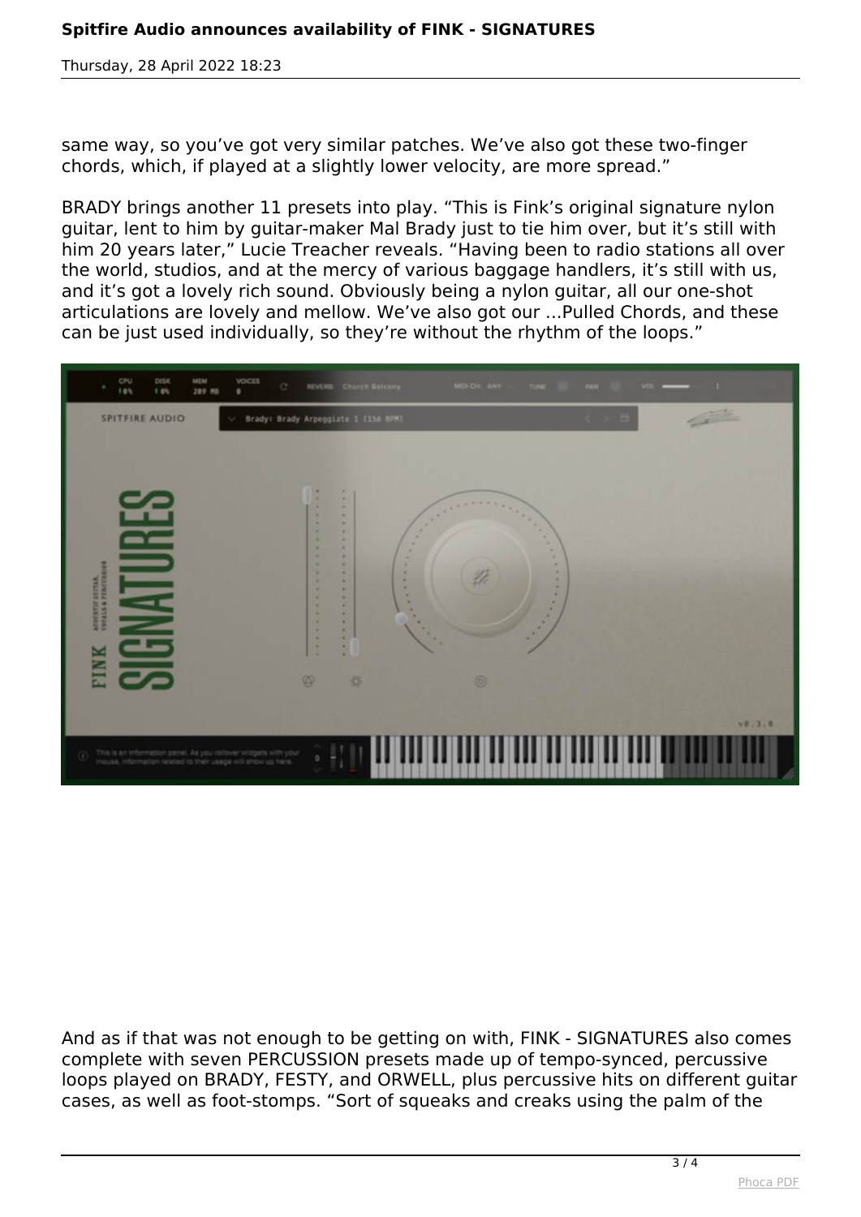same way, so you’ve got very similar patches. We’ve also got these two-finger chords, which, if played at a slightly lower velocity, are more spread.”

BRADY brings another 11 presets into play. “This is Fink’s original signature nylon guitar, lent to him by guitar-maker Mal Brady just to tie him over, but it’s still with him 20 years later,” Lucie Treacher reveals. “Having been to radio stations all over the world, studios, and at the mercy of various baggage handlers, it’s still with us, and it’s got a lovely rich sound. Obviously being a nylon guitar, all our one-shot articulations are lovely and mellow. We’ve also got our ...Pulled Chords, and these can be just used individually, so they’re without the rhythm of the loops.”

And as if that was not enough to be getting on with, FINK - SIGNATURES also comes complete with seven PERCUSSION presets made up of tempo-synced, percussive loops played on BRADY, FESTY, and ORWELL, plus percussive hits on different guitar cases, as well as foot-stomps. “Sort of squeaks and creaks using the palm of the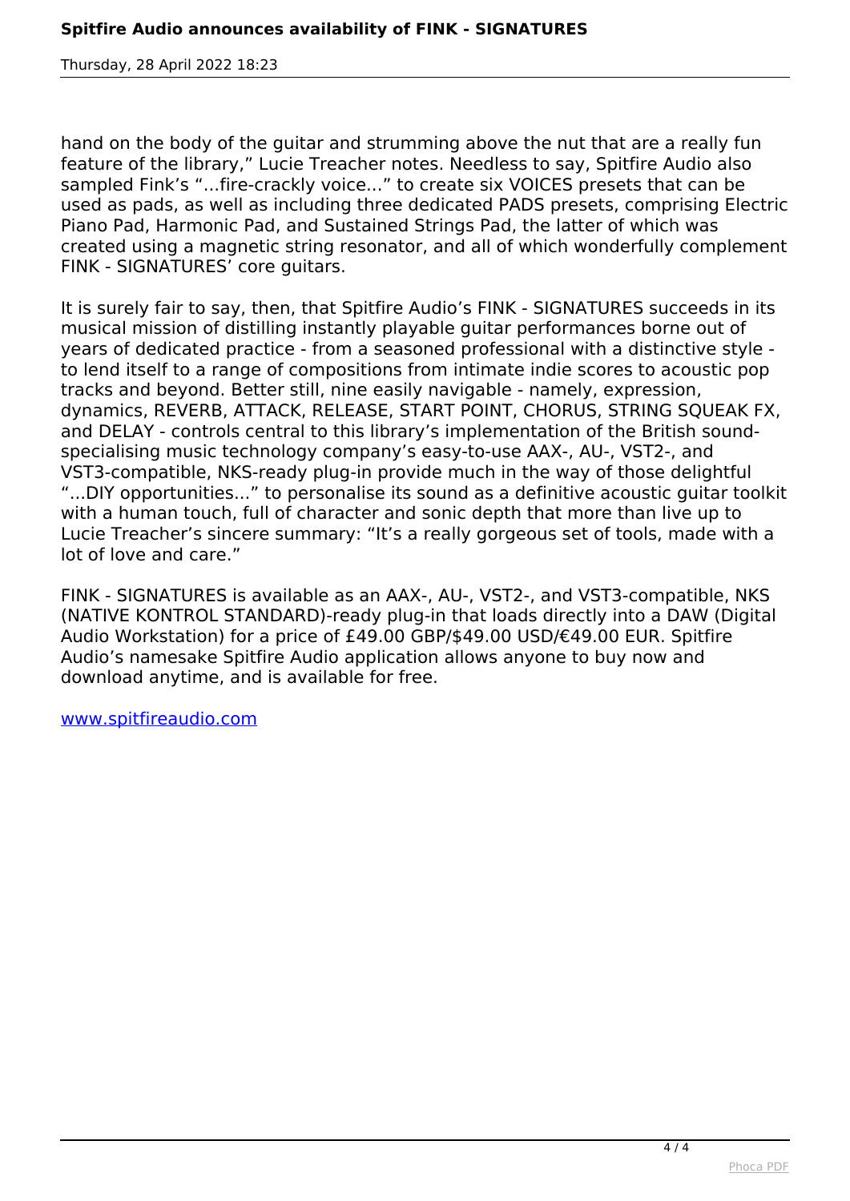hand on the body of the guitar and strumming above the nut that are a really fun feature of the library," Lucie Treacher notes. Needless to say, Spitfire Audio also sampled Fink's "…fire-crackly voice…" to create six VOICES presets that can be used as pads, as well as including three dedicated PADS presets, comprising Electric Piano Pad, Harmonic Pad, and Sustained Strings Pad, the latter of which was created using a magnetic string resonator, and all of which wonderfully complement FINK - SIGNATURES' core guitars.

It is surely fair to say, then, that Spitfire Audio's FINK - SIGNATURES succeeds in its musical mission of distilling instantly playable guitar performances borne out of years of dedicated practice - from a seasoned professional with a distinctive style - to lend itself to a range of compositions from intimate indie scores to acoustic pop tracks and beyond. Better still, nine easily navigable - namely, expression, dynamics, REVERB, ATTACK, RELEASE, START POINT, CHORUS, STRING SQUEAK FX, and DELAY - controls central to this library's implementation of the British sound-specialising music technology company's easy-to-use AAX-, AU-, VST2-, and VST3-compatible, NKS-ready plug-in provide much in the way of those delightful "…DIY opportunities…" to personalise its sound as a definitive acoustic guitar toolkit with a human touch, full of character and sonic depth that more than live up to Lucie Treacher's sincere summary: "It's a really gorgeous set of tools, made with a lot of love and care."

FINK - SIGNATURES is available as an AAX-, AU-, VST2-, and VST3-compatible, NKS (NATIVE KONTROL STANDARD)-ready plug-in that loads directly into a DAW (Digital Audio Workstation) for a price of £49.00 GBP/$49.00 USD/€49.00 EUR. Spitfire Audio's namesake Spitfire Audio application allows anyone to buy now and download anytime, and is available for free.

www.spitfireaudio.com